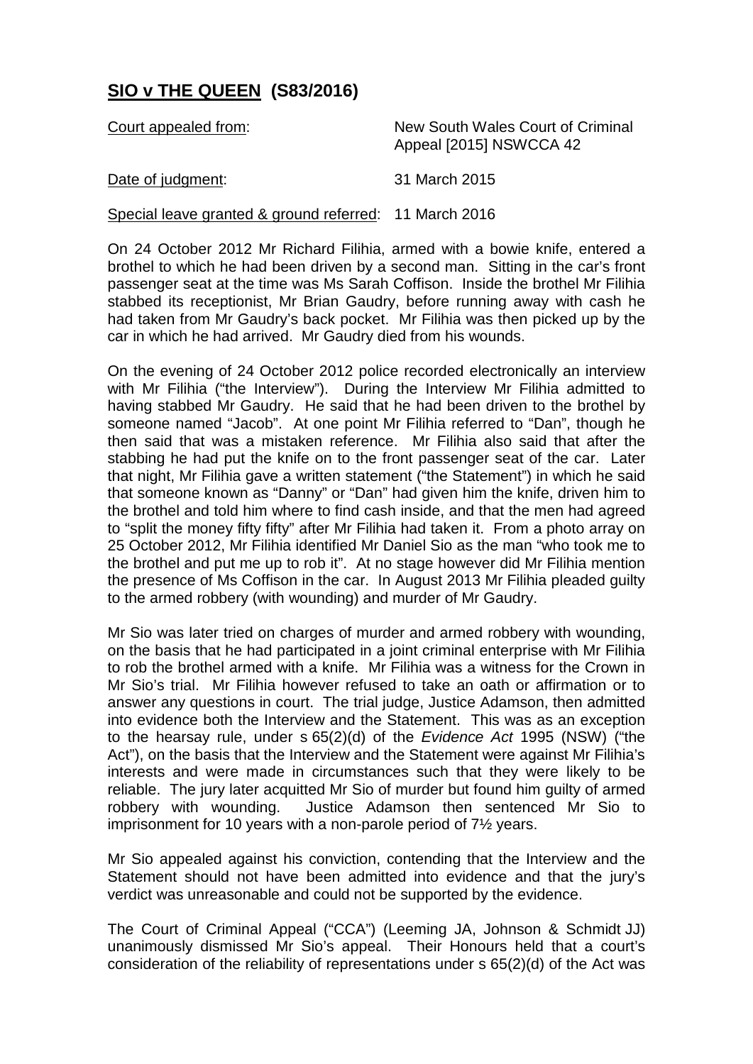# **SIO v THE QUEEN (S83/2016)**

Court appealed from: New South Wales Court of Criminal Appeal [2015] NSWCCA 42

Date of judgment: 31 March 2015

Special leave granted & ground referred: 11 March 2016

On 24 October 2012 Mr Richard Filihia, armed with a bowie knife, entered a brothel to which he had been driven by a second man. Sitting in the car's front passenger seat at the time was Ms Sarah Coffison. Inside the brothel Mr Filihia stabbed its receptionist, Mr Brian Gaudry, before running away with cash he had taken from Mr Gaudry's back pocket. Mr Filihia was then picked up by the car in which he had arrived. Mr Gaudry died from his wounds.

On the evening of 24 October 2012 police recorded electronically an interview with Mr Filihia ("the Interview"). During the Interview Mr Filihia admitted to having stabbed Mr Gaudry. He said that he had been driven to the brothel by someone named "Jacob". At one point Mr Filihia referred to "Dan", though he then said that was a mistaken reference. Mr Filihia also said that after the stabbing he had put the knife on to the front passenger seat of the car. Later that night, Mr Filihia gave a written statement ("the Statement") in which he said that someone known as "Danny" or "Dan" had given him the knife, driven him to the brothel and told him where to find cash inside, and that the men had agreed to "split the money fifty fifty" after Mr Filihia had taken it. From a photo array on 25 October 2012, Mr Filihia identified Mr Daniel Sio as the man "who took me to the brothel and put me up to rob it". At no stage however did Mr Filihia mention the presence of Ms Coffison in the car. In August 2013 Mr Filihia pleaded guilty to the armed robbery (with wounding) and murder of Mr Gaudry.

Mr Sio was later tried on charges of murder and armed robbery with wounding, on the basis that he had participated in a joint criminal enterprise with Mr Filihia to rob the brothel armed with a knife. Mr Filihia was a witness for the Crown in Mr Sio's trial. Mr Filihia however refused to take an oath or affirmation or to answer any questions in court. The trial judge, Justice Adamson, then admitted into evidence both the Interview and the Statement. This was as an exception to the hearsay rule, under s 65(2)(d) of the *Evidence Act* 1995 (NSW) ("the Act"), on the basis that the Interview and the Statement were against Mr Filihia's interests and were made in circumstances such that they were likely to be reliable. The jury later acquitted Mr Sio of murder but found him guilty of armed robbery with wounding. Justice Adamson then sentenced Mr Sio to imprisonment for 10 years with a non-parole period of 7½ years.

Mr Sio appealed against his conviction, contending that the Interview and the Statement should not have been admitted into evidence and that the jury's verdict was unreasonable and could not be supported by the evidence.

The Court of Criminal Appeal ("CCA") (Leeming JA, Johnson & Schmidt JJ) unanimously dismissed Mr Sio's appeal. Their Honours held that a court's consideration of the reliability of representations under s 65(2)(d) of the Act was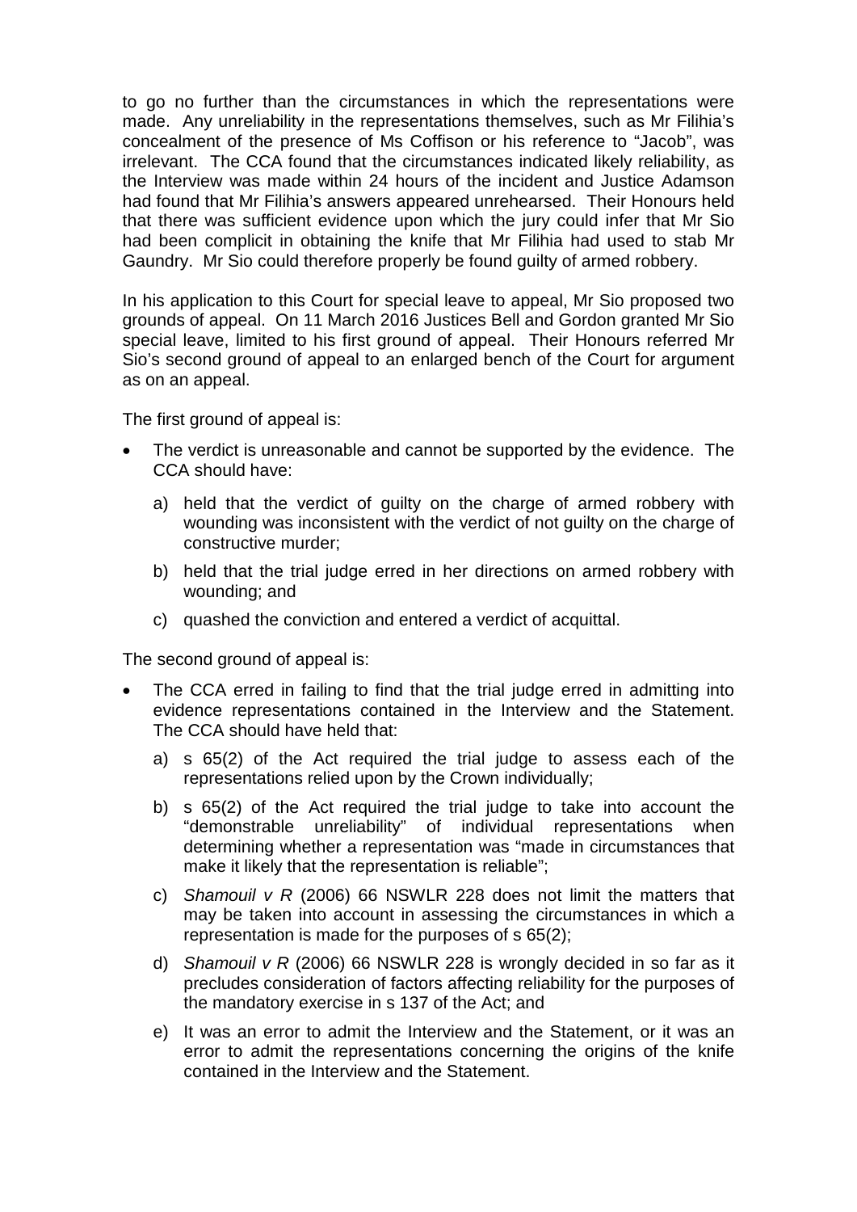to go no further than the circumstances in which the representations were made. Any unreliability in the representations themselves, such as Mr Filihia's concealment of the presence of Ms Coffison or his reference to "Jacob", was irrelevant. The CCA found that the circumstances indicated likely reliability, as the Interview was made within 24 hours of the incident and Justice Adamson had found that Mr Filihia's answers appeared unrehearsed. Their Honours held that there was sufficient evidence upon which the jury could infer that Mr Sio had been complicit in obtaining the knife that Mr Filihia had used to stab Mr Gaundry. Mr Sio could therefore properly be found guilty of armed robbery.

In his application to this Court for special leave to appeal, Mr Sio proposed two grounds of appeal. On 11 March 2016 Justices Bell and Gordon granted Mr Sio special leave, limited to his first ground of appeal. Their Honours referred Mr Sio's second ground of appeal to an enlarged bench of the Court for argument as on an appeal.

The first ground of appeal is:

- The verdict is unreasonable and cannot be supported by the evidence. The CCA should have:
  a) held that the verdict of guilty on the charge of armed robbery with wounding was inconsistent with the verdict of not guilty on the charge of constructive murder;
  b) held that the trial judge erred in her directions on armed robbery with wounding; and
  c) quashed the conviction and entered a verdict of acquittal.

The second ground of appeal is:

- The CCA erred in failing to find that the trial judge erred in admitting into evidence representations contained in the Interview and the Statement. The CCA should have held that:
  a) s 65(2) of the Act required the trial judge to assess each of the representations relied upon by the Crown individually;
  b) s 65(2) of the Act required the trial judge to take into account the "demonstrable unreliability" of individual representations when determining whether a representation was "made in circumstances that make it likely that the representation is reliable";
  c) *Shamouil v R* (2006) 66 NSWLR 228 does not limit the matters that may be taken into account in assessing the circumstances in which a representation is made for the purposes of s 65(2);
  d) *Shamouil v R* (2006) 66 NSWLR 228 is wrongly decided in so far as it precludes consideration of factors affecting reliability for the purposes of the mandatory exercise in s 137 of the Act; and
  e) It was an error to admit the Interview and the Statement, or it was an error to admit the representations concerning the origins of the knife contained in the Interview and the Statement.